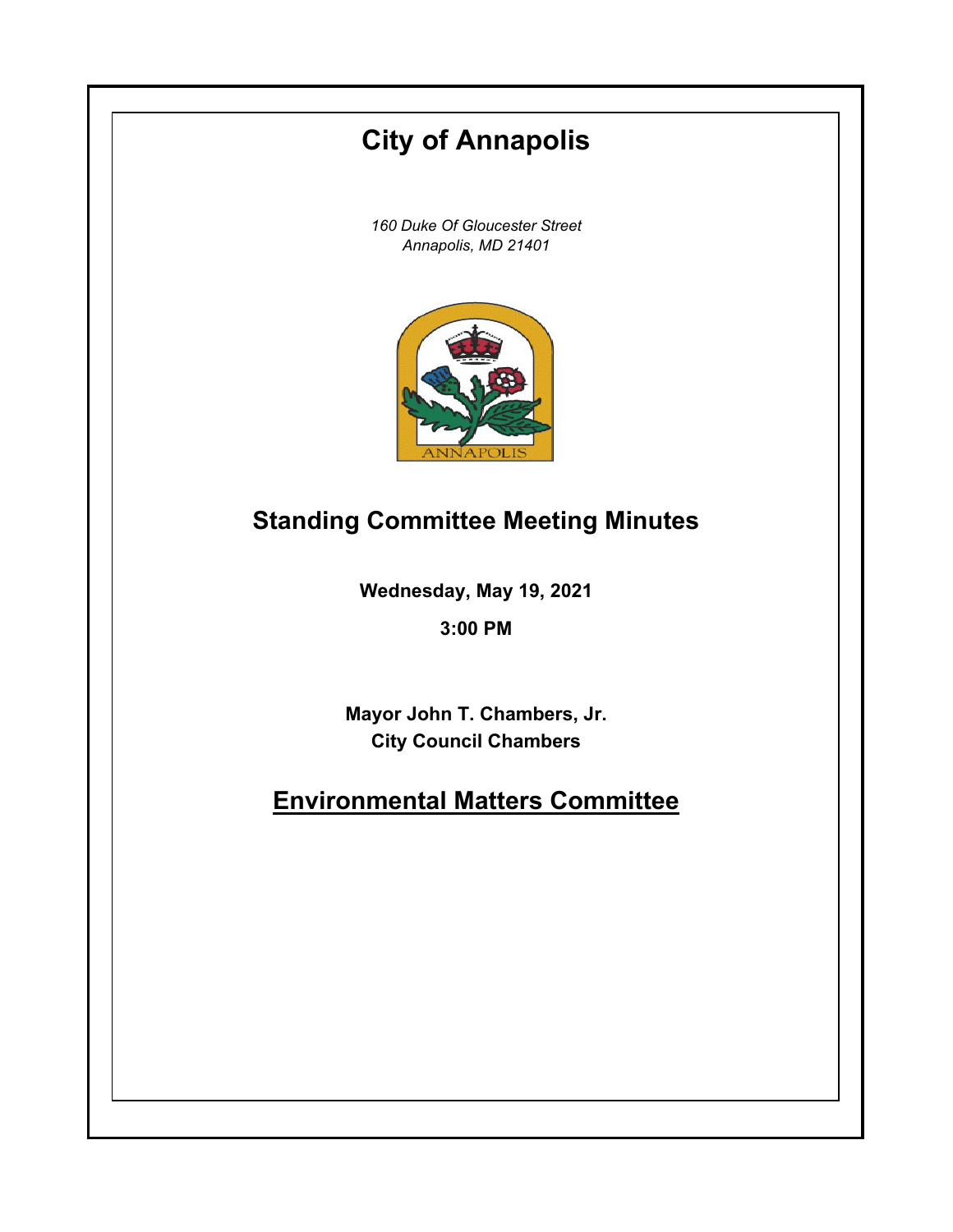# City of Annapolis

*160 Duke Of Gloucester Street*
*Annapolis, MD 21401*

## Standing Committee Meeting Minutes

**Wednesday, May 19, 2021**

**3:00 PM**

**Mayor John T. Chambers, Jr.**
**City Council Chambers**

## Environmental Matters Committee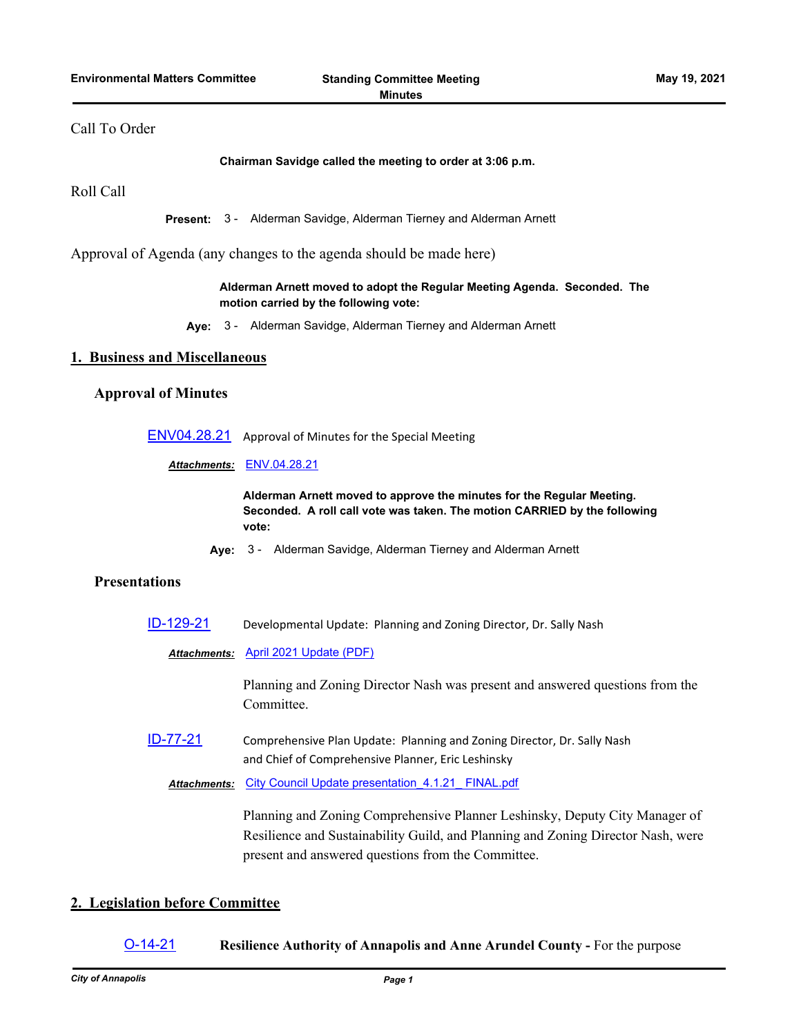Call To Order

**Chairman Savidge called the meeting to order at 3:06 p.m.**

Roll Call

**Present:** 3 - Alderman Savidge, Alderman Tierney and Alderman Arnett

Approval of Agenda (any changes to the agenda should be made here)

**Alderman Arnett moved to adopt the Regular Meeting Agenda. Seconded. The motion carried by the following vote:**

**Aye:** 3 - Alderman Savidge, Alderman Tierney and Alderman Arnett

## 1. Business and Miscellaneous

### Approval of Minutes

ENV04.28.21 Approval of Minutes for the Special Meeting

***Attachments:*** ENV.04.28.21

**Alderman Arnett moved to approve the minutes for the Regular Meeting. Seconded. A roll call vote was taken. The motion CARRIED by the following vote:**

**Aye:** 3 - Alderman Savidge, Alderman Tierney and Alderman Arnett

### Presentations

ID-129-21 Developmental Update: Planning and Zoning Director, Dr. Sally Nash

***Attachments:*** April 2021 Update (PDF)

Planning and Zoning Director Nash was present and answered questions from the Committee.

ID-77-21 Comprehensive Plan Update: Planning and Zoning Director, Dr. Sally Nash and Chief of Comprehensive Planner, Eric Leshinsky

***Attachments:*** City Council Update presentation_4.1.21_ FINAL.pdf

Planning and Zoning Comprehensive Planner Leshinsky, Deputy City Manager of Resilience and Sustainability Guild, and Planning and Zoning Director Nash, were present and answered questions from the Committee.

## 2. Legislation before Committee

O-14-21 **Resilience Authority of Annapolis and Anne Arundel County -** For the purpose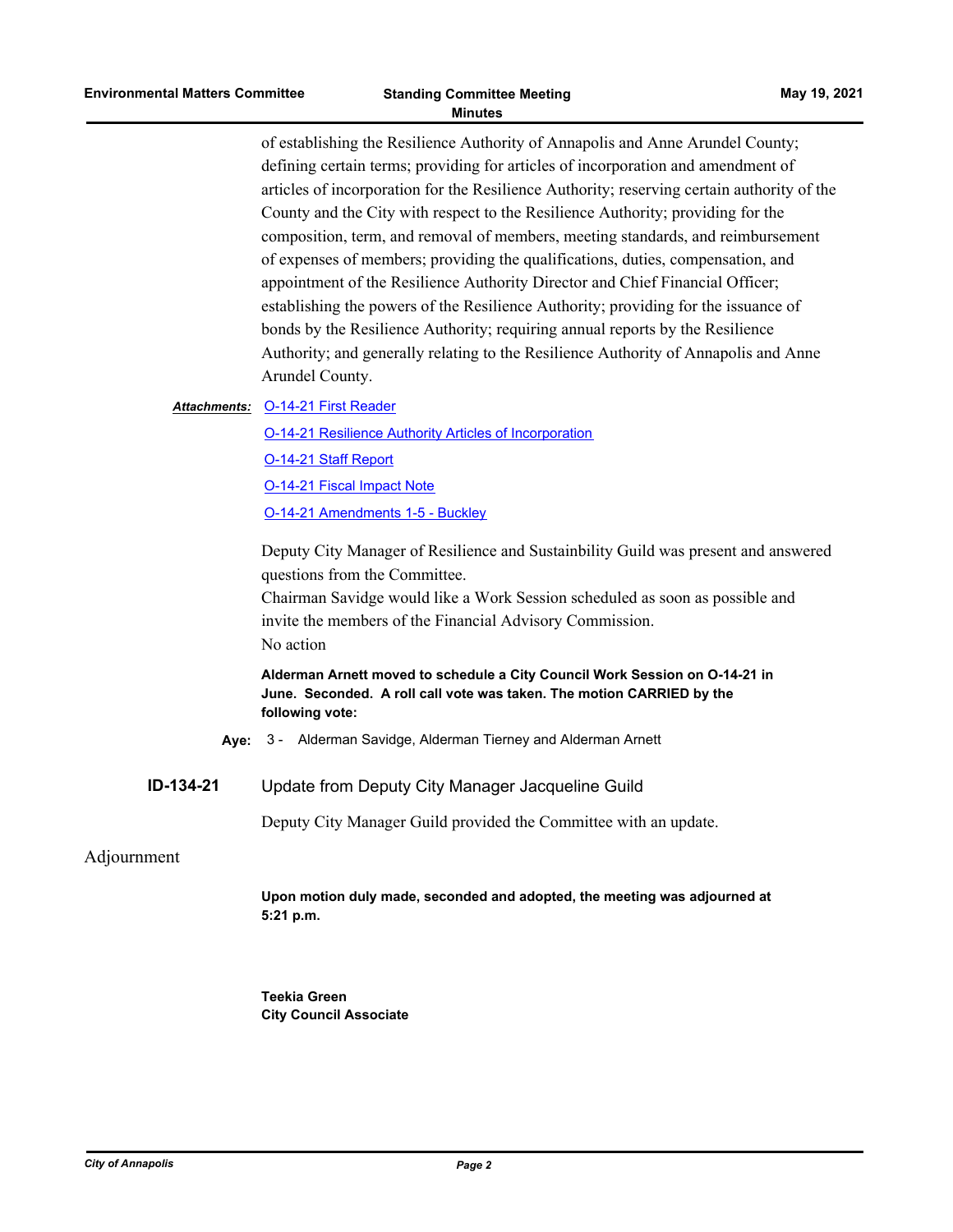of establishing the Resilience Authority of Annapolis and Anne Arundel County; defining certain terms; providing for articles of incorporation and amendment of articles of incorporation for the Resilience Authority; reserving certain authority of the County and the City with respect to the Resilience Authority; providing for the composition, term, and removal of members, meeting standards, and reimbursement of expenses of members; providing the qualifications, duties, compensation, and appointment of the Resilience Authority Director and Chief Financial Officer; establishing the powers of the Resilience Authority; providing for the issuance of bonds by the Resilience Authority; requiring annual reports by the Resilience Authority; and generally relating to the Resilience Authority of Annapolis and Anne Arundel County.

***Attachments:*** O-14-21 First Reader

O-14-21 Resilience Authority Articles of Incorporation

O-14-21 Staff Report

O-14-21 Fiscal Impact Note

O-14-21 Amendments 1-5 - Buckley

Deputy City Manager of Resilience and Sustainbility Guild was present and answered questions from the Committee.
Chairman Savidge would like a Work Session scheduled as soon as possible and invite the members of the Financial Advisory Commission.
No action

**Alderman Arnett moved to schedule a City Council Work Session on O-14-21 in June. Seconded. A roll call vote was taken. The motion CARRIED by the following vote:**

**Aye:** 3 - Alderman Savidge, Alderman Tierney and Alderman Arnett

**ID-134-21** Update from Deputy City Manager Jacqueline Guild

Deputy City Manager Guild provided the Committee with an update.

## Adjournment

**Upon motion duly made, seconded and adopted, the meeting was adjourned at 5:21 p.m.**

**Teekia Green**
**City Council Associate**